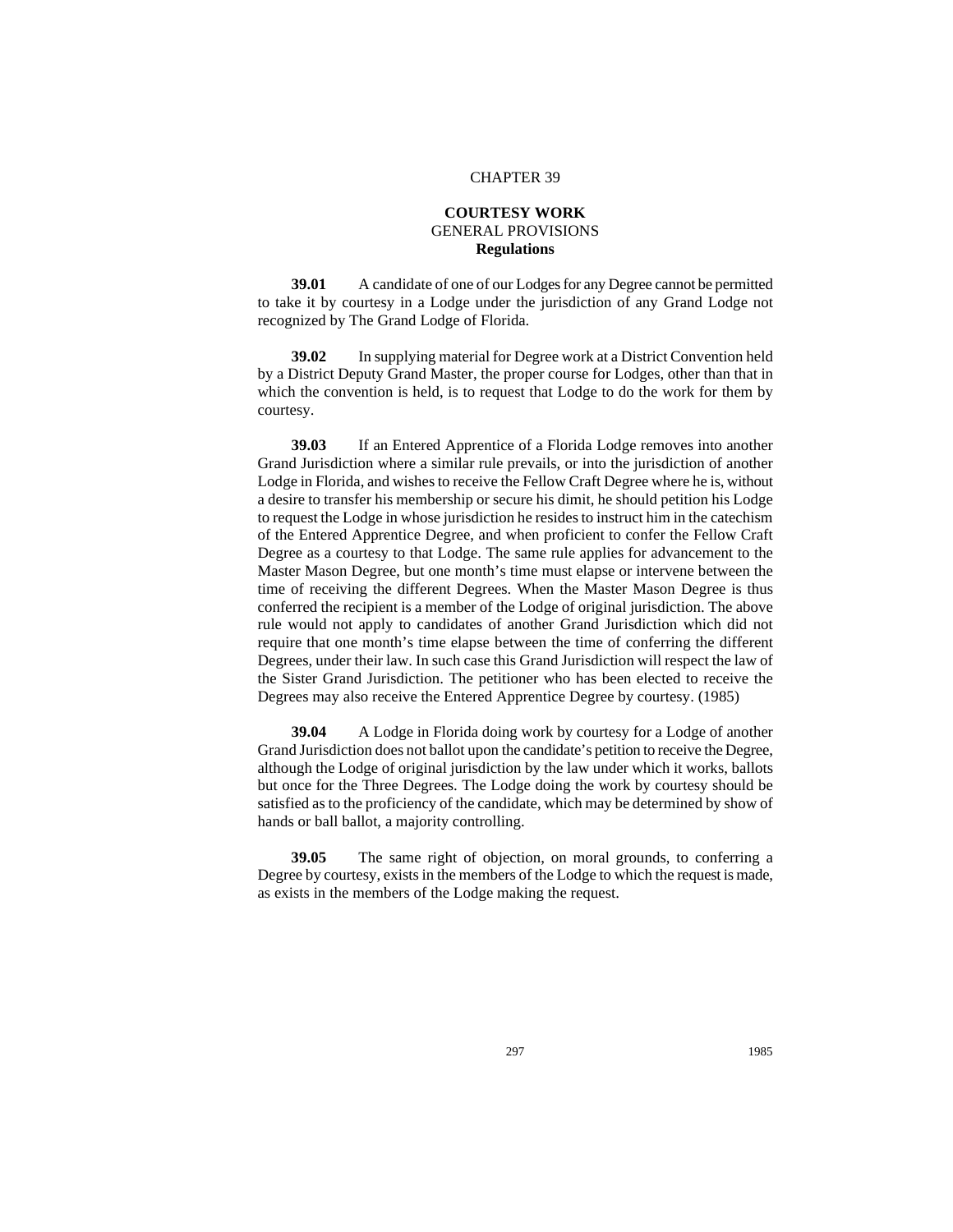# CHAPTER 39

## COURTESY WORK

### GENERAL PROVISIONS

### Regulations

**39.01** A candidate of one of our Lodges for any Degree cannot be permitted to take it by courtesy in a Lodge under the jurisdiction of any Grand Lodge not recognized by The Grand Lodge of Florida.

**39.02** In supplying material for Degree work at a District Convention held by a District Deputy Grand Master, the proper course for Lodges, other than that in which the convention is held, is to request that Lodge to do the work for them by courtesy.

**39.03** If an Entered Apprentice of a Florida Lodge removes into another Grand Jurisdiction where a similar rule prevails, or into the jurisdiction of another Lodge in Florida, and wishes to receive the Fellow Craft Degree where he is, without a desire to transfer his membership or secure his dimit, he should petition his Lodge to request the Lodge in whose jurisdiction he resides to instruct him in the catechism of the Entered Apprentice Degree, and when proficient to confer the Fellow Craft Degree as a courtesy to that Lodge. The same rule applies for advancement to the Master Mason Degree, but one month's time must elapse or intervene between the time of receiving the different Degrees. When the Master Mason Degree is thus conferred the recipient is a member of the Lodge of original jurisdiction. The above rule would not apply to candidates of another Grand Jurisdiction which did not require that one month's time elapse between the time of conferring the different Degrees, under their law. In such case this Grand Jurisdiction will respect the law of the Sister Grand Jurisdiction. The petitioner who has been elected to receive the Degrees may also receive the Entered Apprentice Degree by courtesy. (1985)

**39.04** A Lodge in Florida doing work by courtesy for a Lodge of another Grand Jurisdiction does not ballot upon the candidate's petition to receive the Degree, although the Lodge of original jurisdiction by the law under which it works, ballots but once for the Three Degrees. The Lodge doing the work by courtesy should be satisfied as to the proficiency of the candidate, which may be determined by show of hands or ball ballot, a majority controlling.

**39.05** The same right of objection, on moral grounds, to conferring a Degree by courtesy, exists in the members of the Lodge to which the request is made, as exists in the members of the Lodge making the request.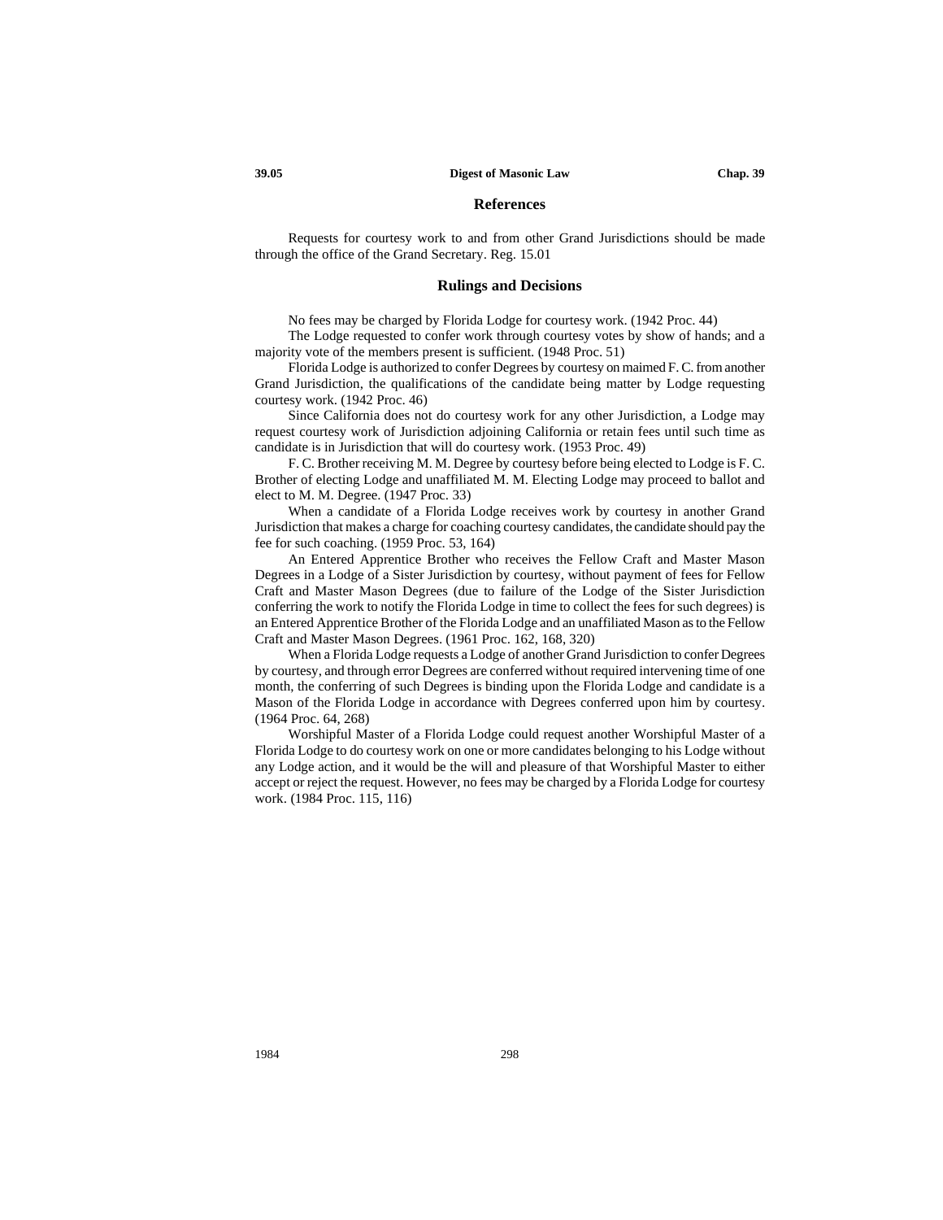### References

Requests for courtesy work to and from other Grand Jurisdictions should be made through the office of the Grand Secretary. Reg. 15.01

### Rulings and Decisions

No fees may be charged by Florida Lodge for courtesy work. (1942 Proc. 44)

The Lodge requested to confer work through courtesy votes by show of hands; and a majority vote of the members present is sufficient. (1948 Proc. 51)

Florida Lodge is authorized to confer Degrees by courtesy on maimed F. C. from another Grand Jurisdiction, the qualifications of the candidate being matter by Lodge requesting courtesy work. (1942 Proc. 46)

Since California does not do courtesy work for any other Jurisdiction, a Lodge may request courtesy work of Jurisdiction adjoining California or retain fees until such time as candidate is in Jurisdiction that will do courtesy work. (1953 Proc. 49)

F. C. Brother receiving M. M. Degree by courtesy before being elected to Lodge is F. C. Brother of electing Lodge and unaffiliated M. M. Electing Lodge may proceed to ballot and elect to M. M. Degree. (1947 Proc. 33)

When a candidate of a Florida Lodge receives work by courtesy in another Grand Jurisdiction that makes a charge for coaching courtesy candidates, the candidate should pay the fee for such coaching. (1959 Proc. 53, 164)

An Entered Apprentice Brother who receives the Fellow Craft and Master Mason Degrees in a Lodge of a Sister Jurisdiction by courtesy, without payment of fees for Fellow Craft and Master Mason Degrees (due to failure of the Lodge of the Sister Jurisdiction conferring the work to notify the Florida Lodge in time to collect the fees for such degrees) is an Entered Apprentice Brother of the Florida Lodge and an unaffiliated Mason as to the Fellow Craft and Master Mason Degrees. (1961 Proc. 162, 168, 320)

When a Florida Lodge requests a Lodge of another Grand Jurisdiction to confer Degrees by courtesy, and through error Degrees are conferred without required intervening time of one month, the conferring of such Degrees is binding upon the Florida Lodge and candidate is a Mason of the Florida Lodge in accordance with Degrees conferred upon him by courtesy. (1964 Proc. 64, 268)

Worshipful Master of a Florida Lodge could request another Worshipful Master of a Florida Lodge to do courtesy work on one or more candidates belonging to his Lodge without any Lodge action, and it would be the will and pleasure of that Worshipful Master to either accept or reject the request. However, no fees may be charged by a Florida Lodge for courtesy work. (1984 Proc. 115, 116)